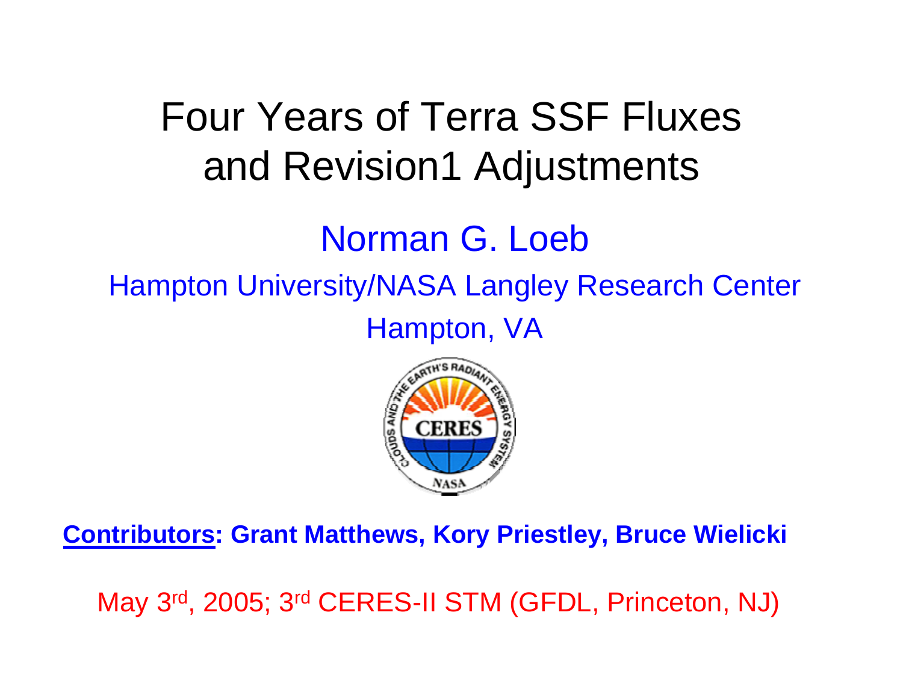# Four Years of Terra SSF Fluxes and Revision1 Adjustments

## Norman G. Loeb

Hampton University/NASA Langley Research Center

Hampton, VA

**Contributors: Grant Matthews, Kory Priestley, Bruce Wielicki**

May 3rd, 2005; 3rd CERES-II STM (GFDL, Princeton, NJ)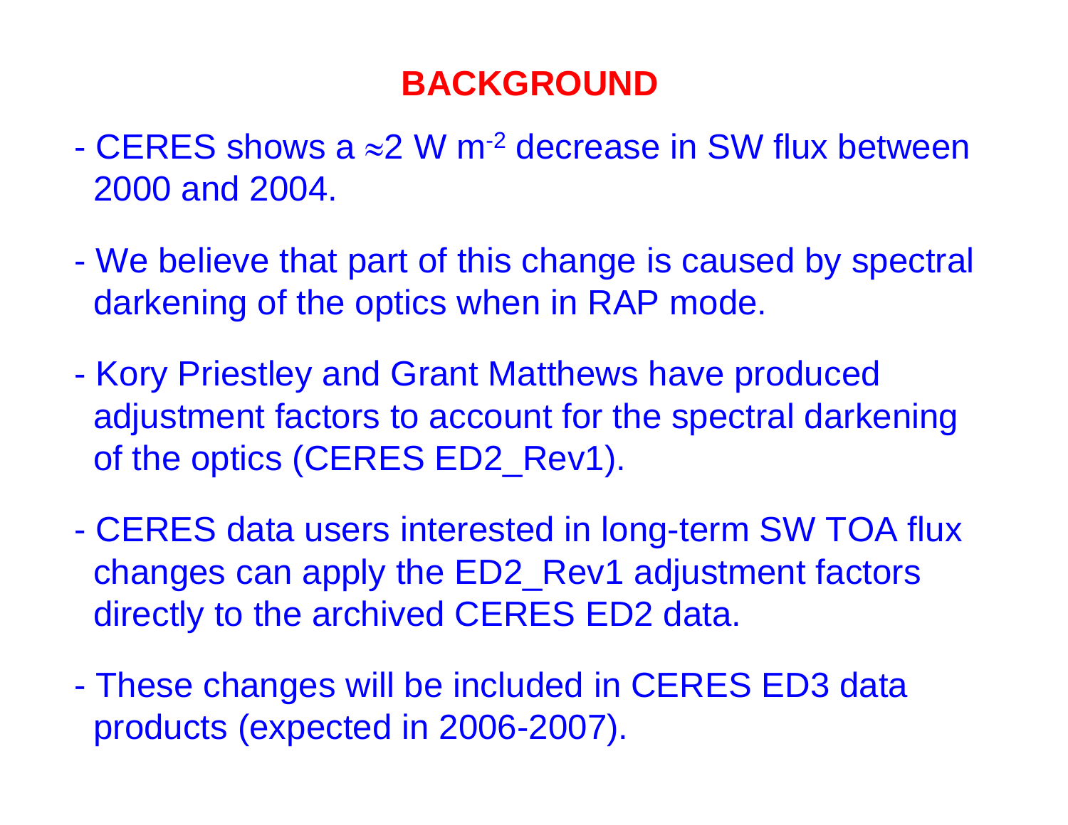# BACKGROUND

- CERES shows a $\approx$2 W m$^{-2}$ decrease in SW flux between 2000 and 2004.

- We believe that part of this change is caused by spectral darkening of the optics when in RAP mode.

- Kory Priestley and Grant Matthews have produced adjustment factors to account for the spectral darkening of the optics (CERES ED2_Rev1).

- CERES data users interested in long-term SW TOA flux changes can apply the ED2_Rev1 adjustment factors directly to the archived CERES ED2 data.

- These changes will be included in CERES ED3 data products (expected in 2006-2007).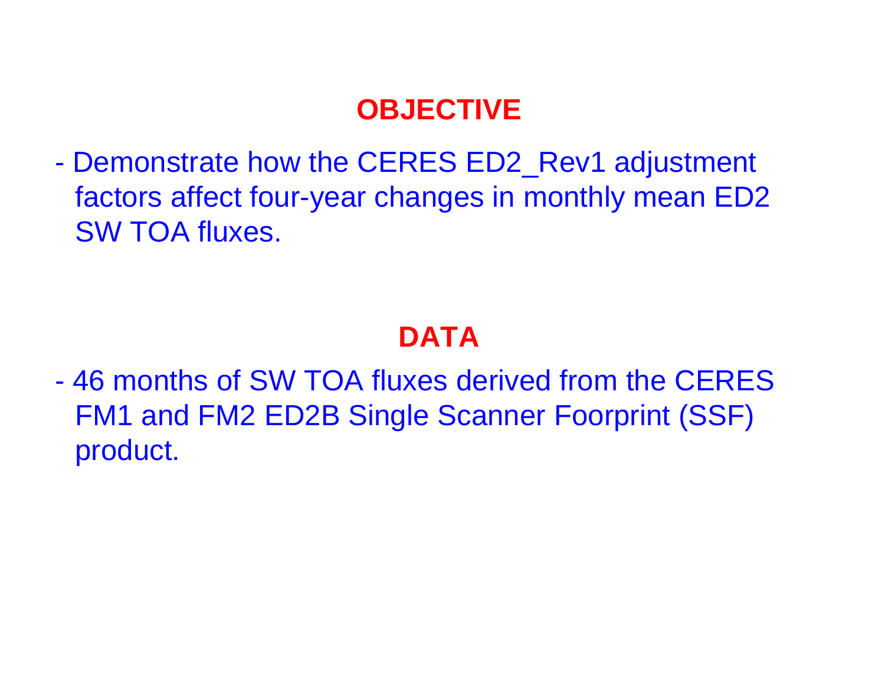## OBJECTIVE

- Demonstrate how the CERES ED2_Rev1 adjustment factors affect four-year changes in monthly mean ED2 SW TOA fluxes.

## DATA

- 46 months of SW TOA fluxes derived from the CERES FM1 and FM2 ED2B Single Scanner Foorprint (SSF) product.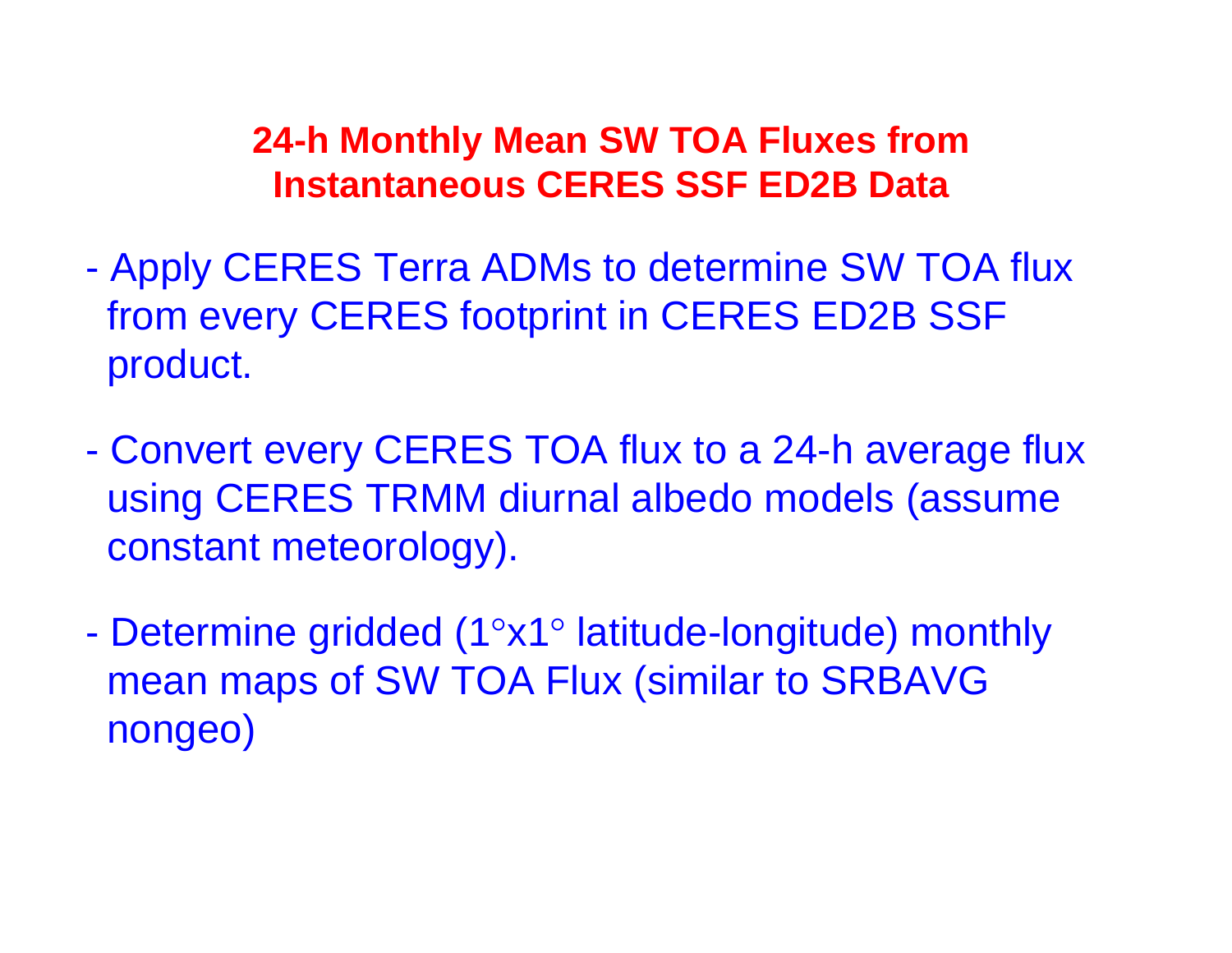## 24-h Monthly Mean SW TOA Fluxes from Instantaneous CERES SSF ED2B Data

- Apply CERES Terra ADMs to determine SW TOA flux from every CERES footprint in CERES ED2B SSF product.

- Convert every CERES TOA flux to a 24-h average flux using CERES TRMM diurnal albedo models (assume constant meteorology).

- Determine gridded (1°x1° latitude-longitude) monthly mean maps of SW TOA Flux (similar to SRBAVG nongeo)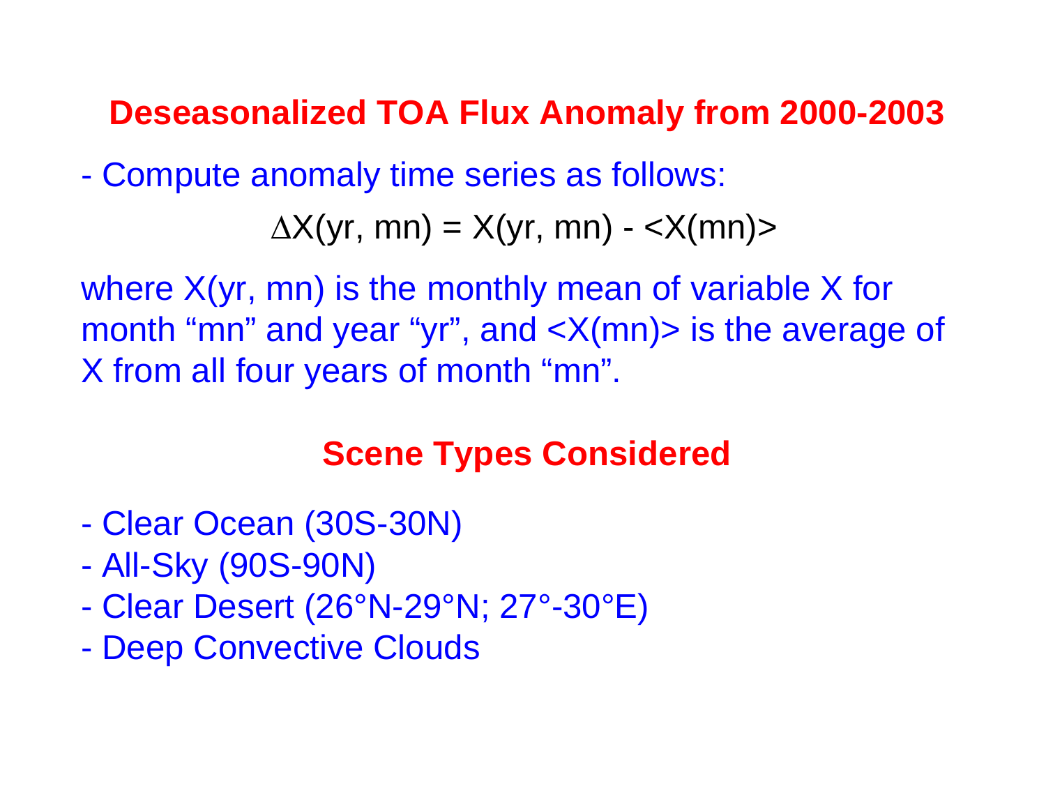## Deseasonalized TOA Flux Anomaly from 2000-2003

- Compute anomaly time series as follows:

$$\Delta X(yr, mn) = X(yr, mn) - \langle X(mn) \rangle$$

where X(yr, mn) is the monthly mean of variable X for month “mn” and year “yr”, and <X(mn)> is the average of X from all four years of month “mn”.

## Scene Types Considered

- Clear Ocean (30S-30N)
- All-Sky (90S-90N)
- Clear Desert (26°N-29°N; 27°-30°E)
- Deep Convective Clouds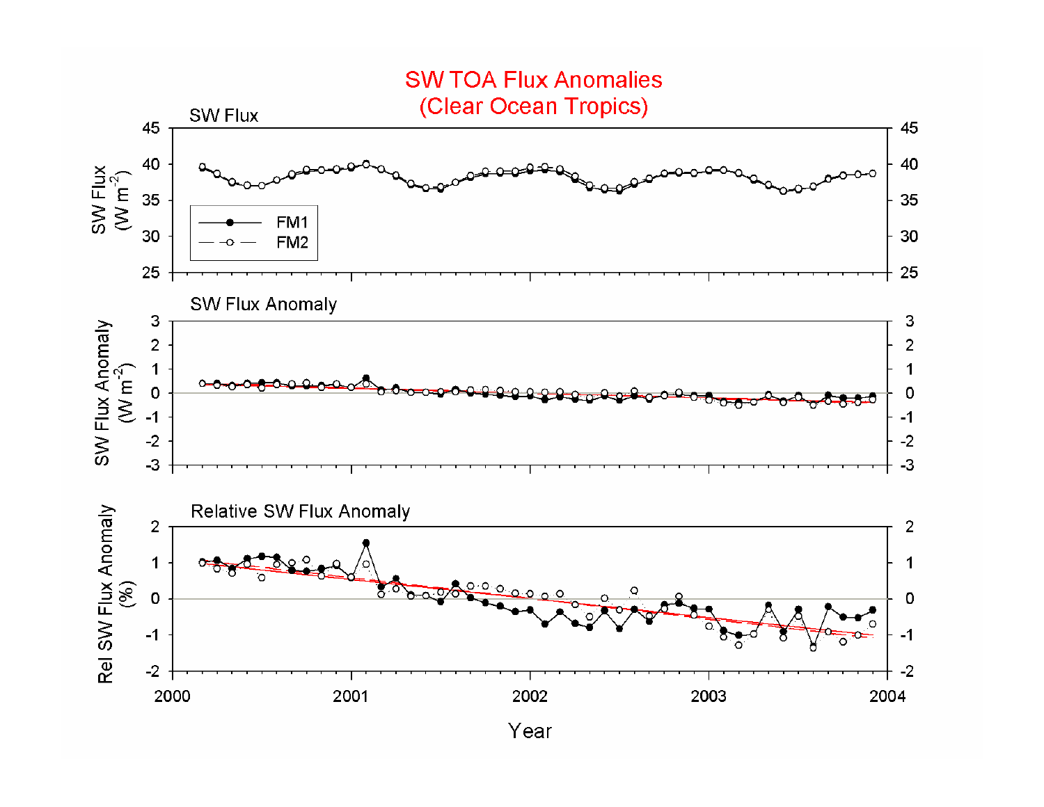# SW TOA Flux Anomalies (Clear Ocean Tropics)

SW Flux

SW Flux Anomaly

Relative SW Flux Anomaly

FM1

FM2

Year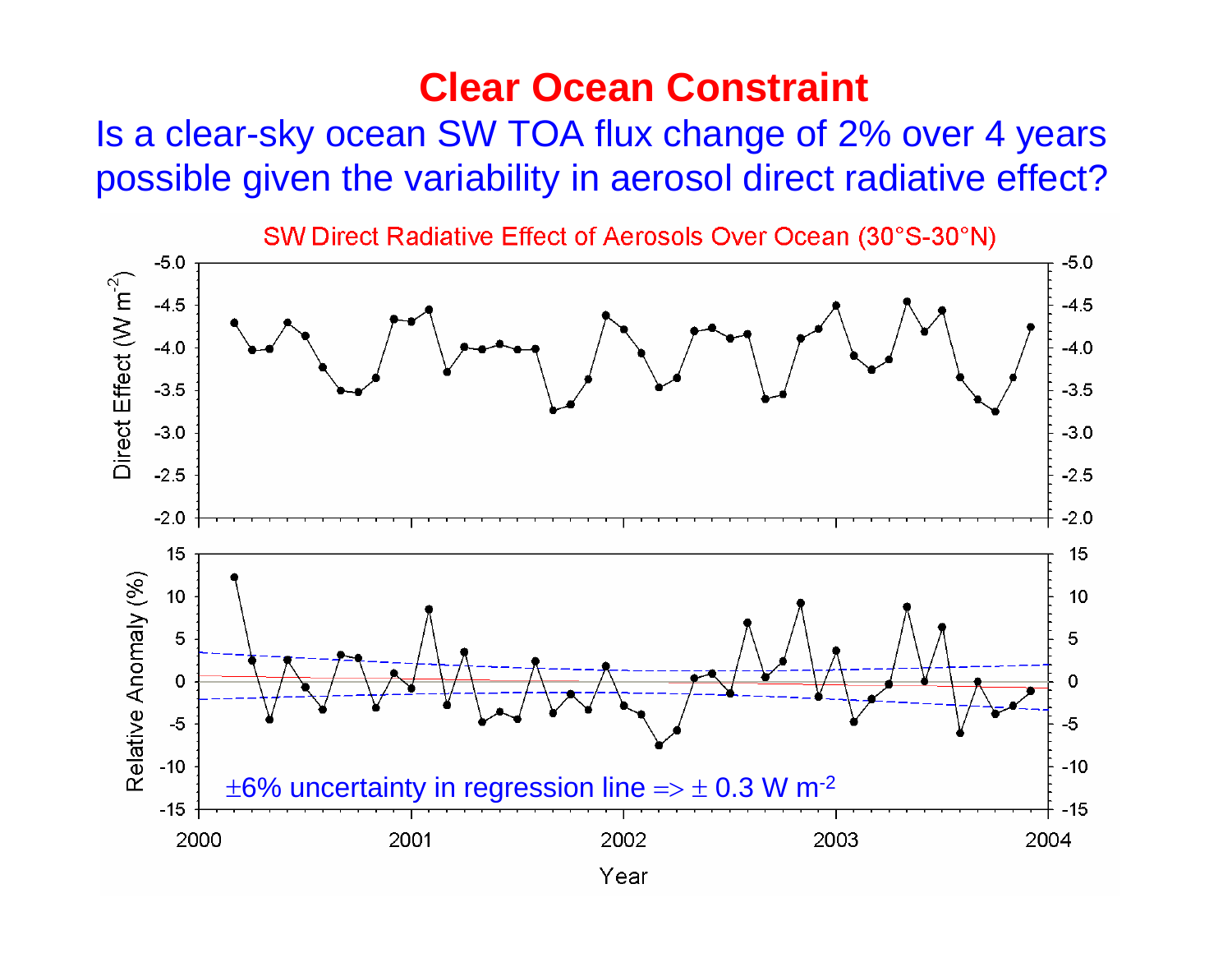# Clear Ocean Constraint

## Is a clear-sky ocean SW TOA flux change of 2% over 4 years possible given the variability in aerosol direct radiative effect?

SW Direct Radiative Effect of Aerosols Over Ocean (30°S-30°N)

Direct Effect ($W\ m^{-2}$)

Relative Anomaly (%)

$\pm$6% uncertainty in regression line => $\pm$ 0.3 $W\ m^{-2}$

Year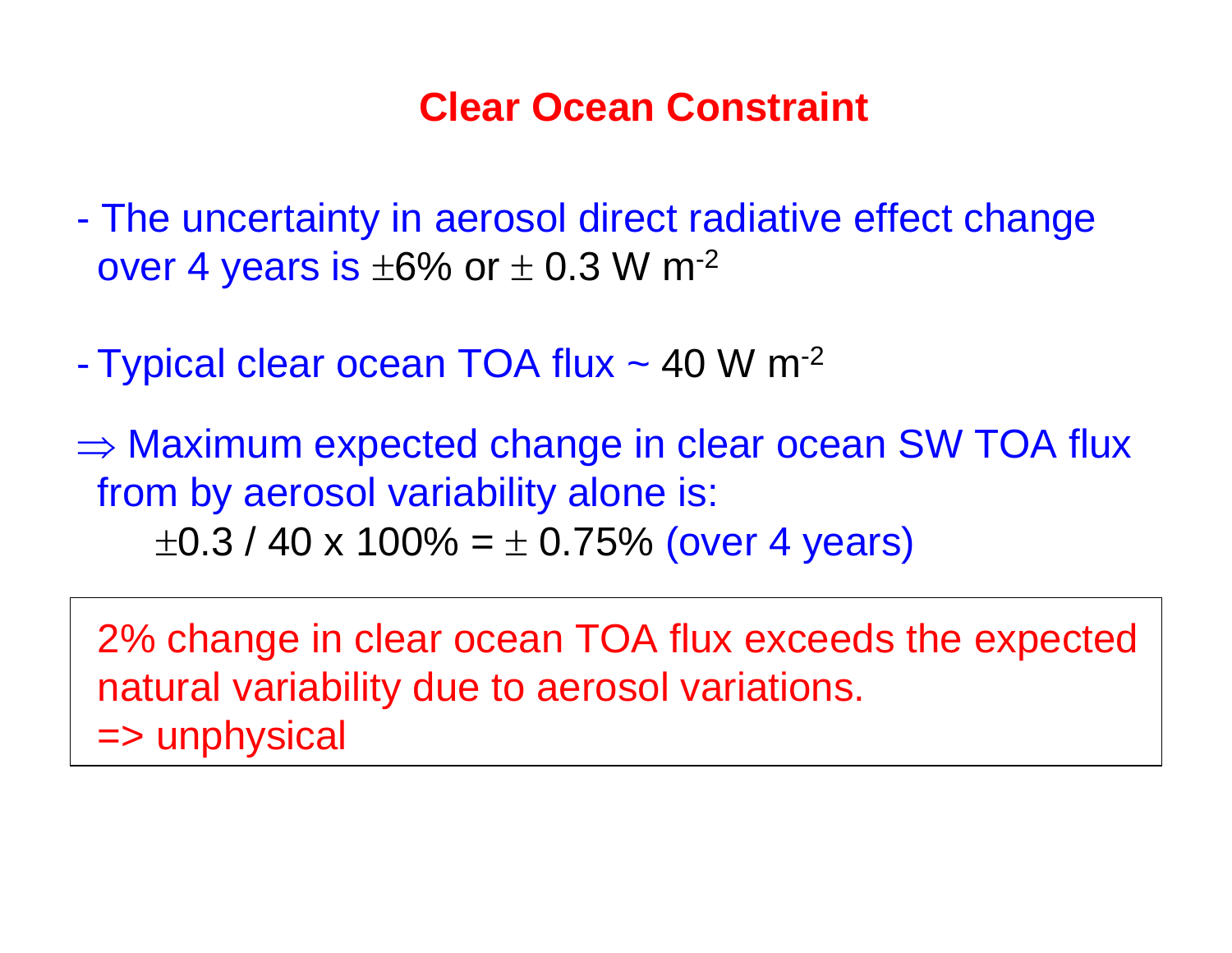# Clear Ocean Constraint

- The uncertainty in aerosol direct radiative effect change over 4 years is $\pm$6% or $\pm$ 0.3 W m$^{-2}$

- Typical clear ocean TOA flux ~ 40 W m$^{-2}$

$\Rightarrow$ Maximum expected change in clear ocean SW TOA flux from by aerosol variability alone is:

$\pm 0.3 / 40 \times 100\% = \pm 0.75\%$ (over 4 years)

2% change in clear ocean TOA flux exceeds the expected natural variability due to aerosol variations.
=> unphysical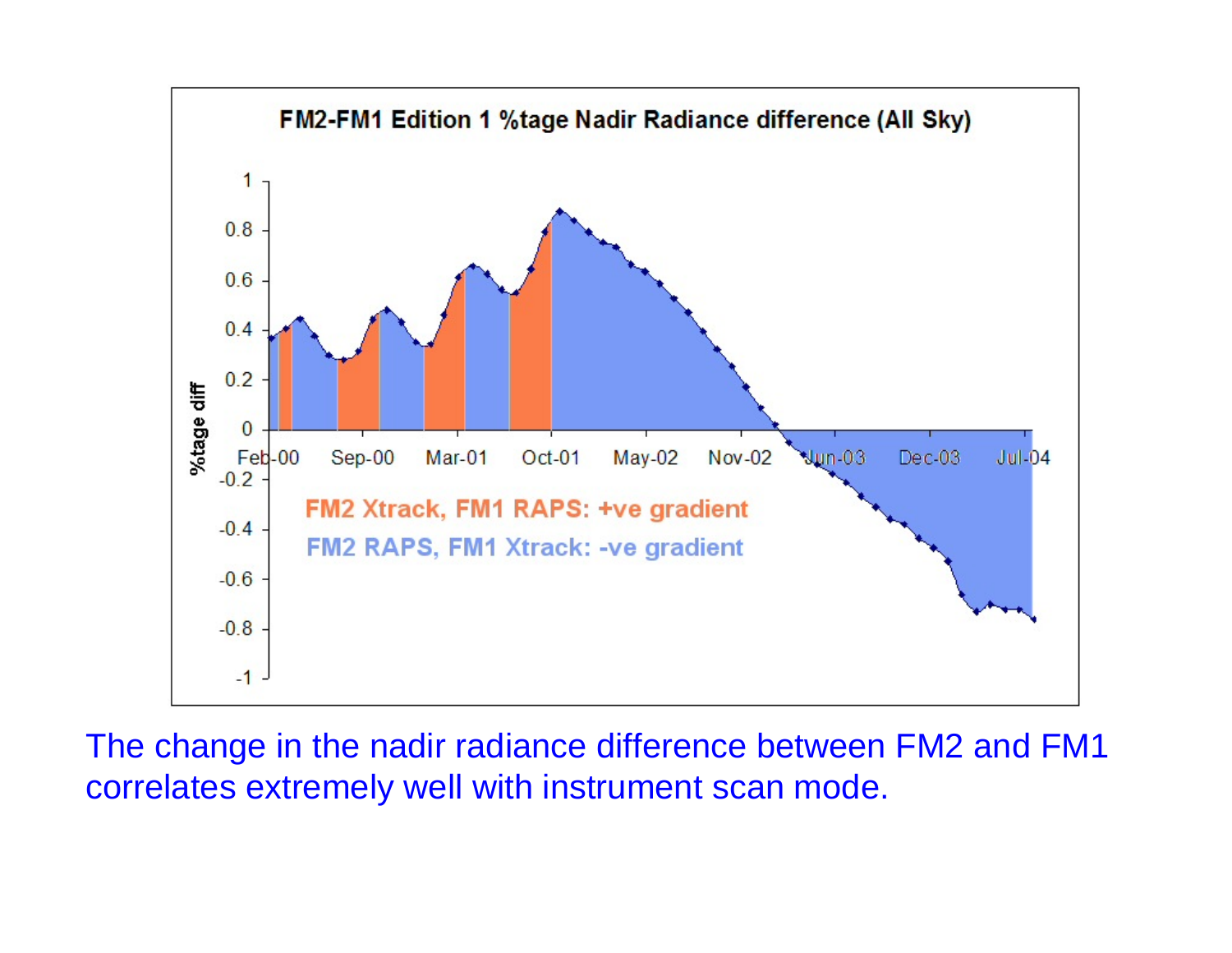FM2-FM1 Edition 1 %tage Nadir Radiance difference (All Sky)

FM2 Xtrack, FM1 RAPS: +ve gradient

FM2 RAPS, FM1 Xtrack: -ve gradient

The change in the nadir radiance difference between FM2 and FM1 correlates extremely well with instrument scan mode.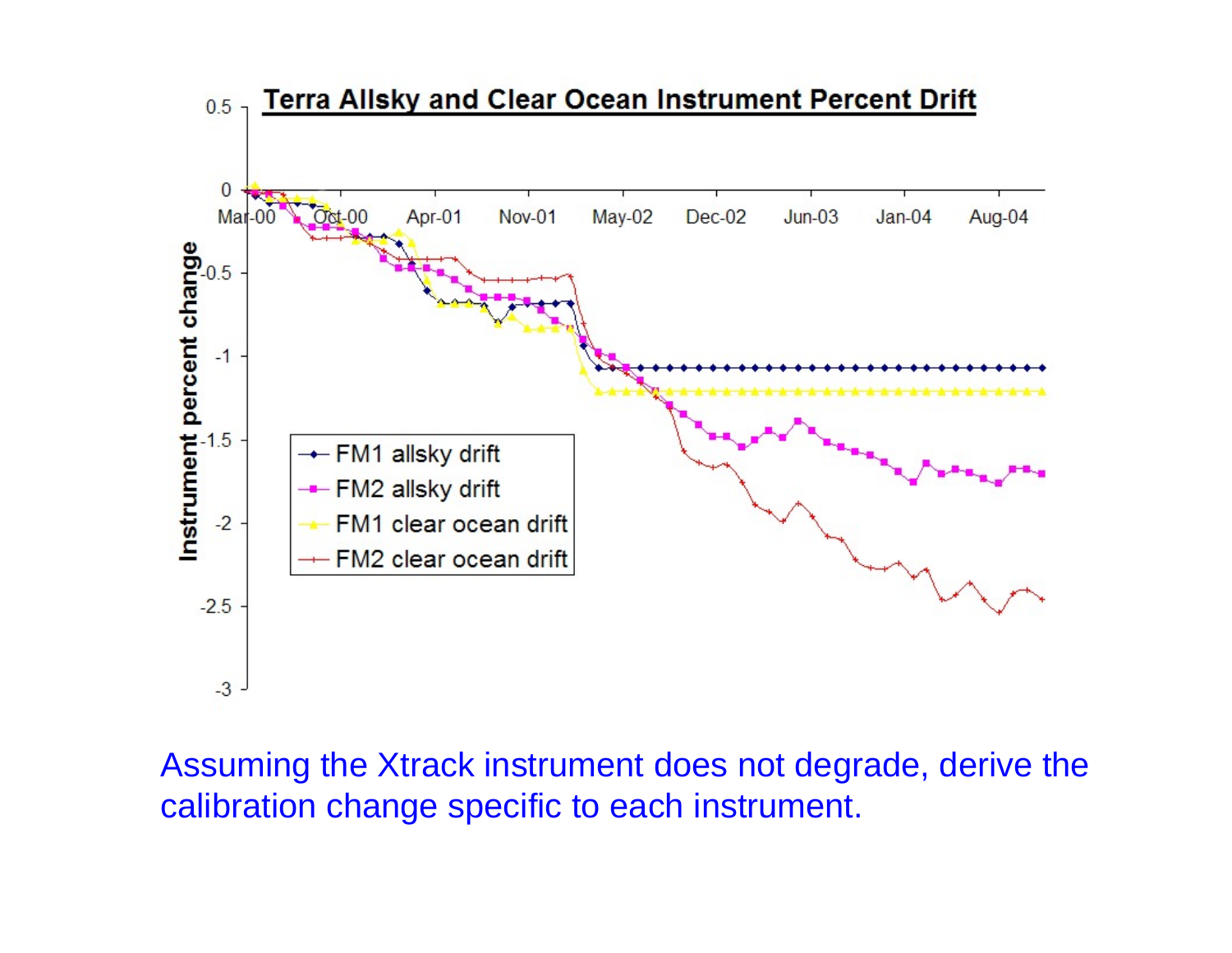**Terra Allsky and Clear Ocean Instrument Percent Drift**

- FM1 allsky drift
- FM2 allsky drift
- FM1 clear ocean drift
- FM2 clear ocean drift

Instrument percent change

0.5, 0, -0.5, -1, -1.5, -2, -2.5, -3

Mar-00, Oct-00, Apr-01, Nov-01, May-02, Dec-02, Jun-03, Jan-04, Aug-04

Assuming the Xtrack instrument does not degrade, derive the calibration change specific to each instrument.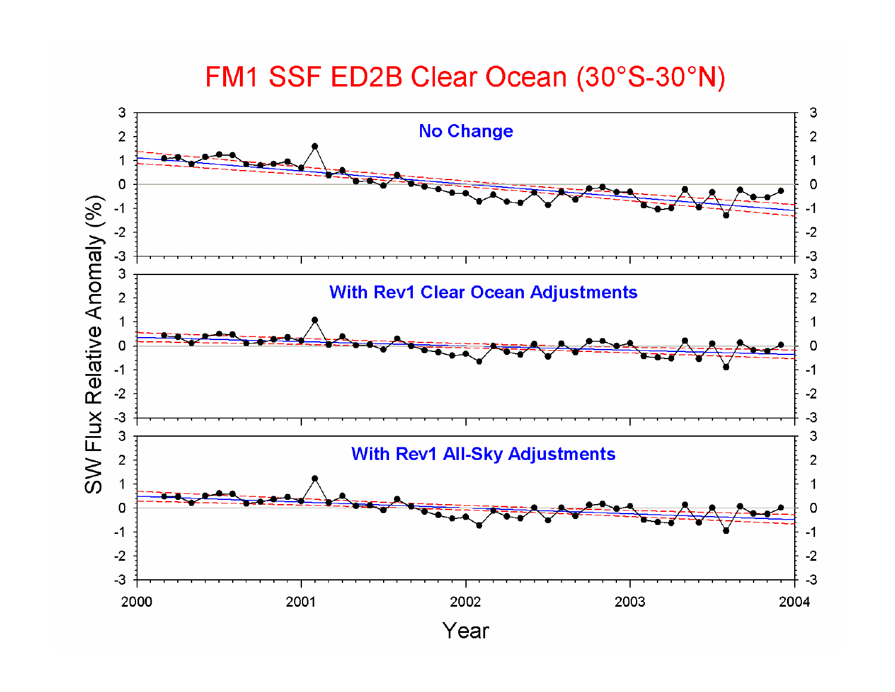# FM1 SSF ED2B Clear Ocean (30°S-30°N)

**No Change**

**With Rev1 Clear Ocean Adjustments**

**With Rev1 All-Sky Adjustments**

SW Flux Relative Anomaly (%)

Year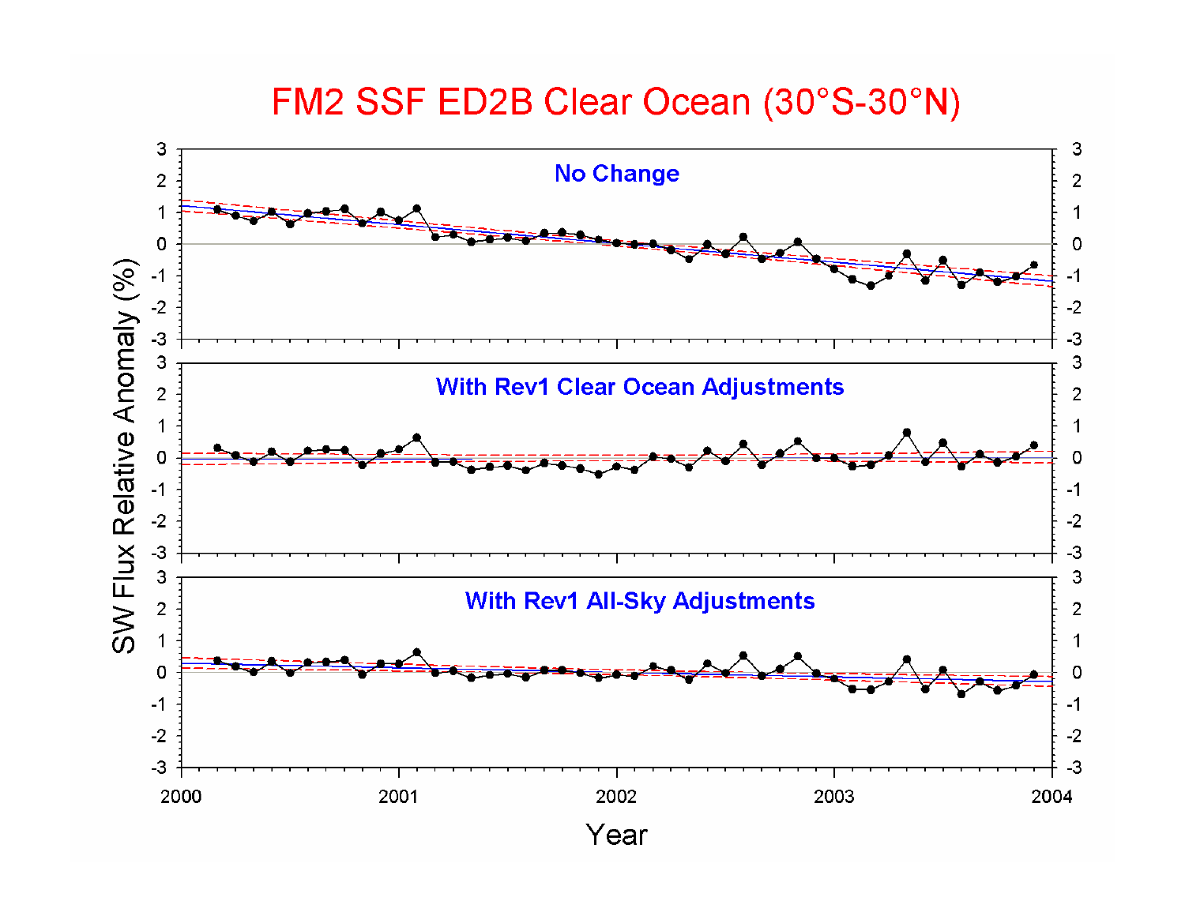# FM2 SSF ED2B Clear Ocean (30°S-30°N)

No Change

With Rev1 Clear Ocean Adjustments

With Rev1 All-Sky Adjustments

SW Flux Relative Anomaly (%)

Year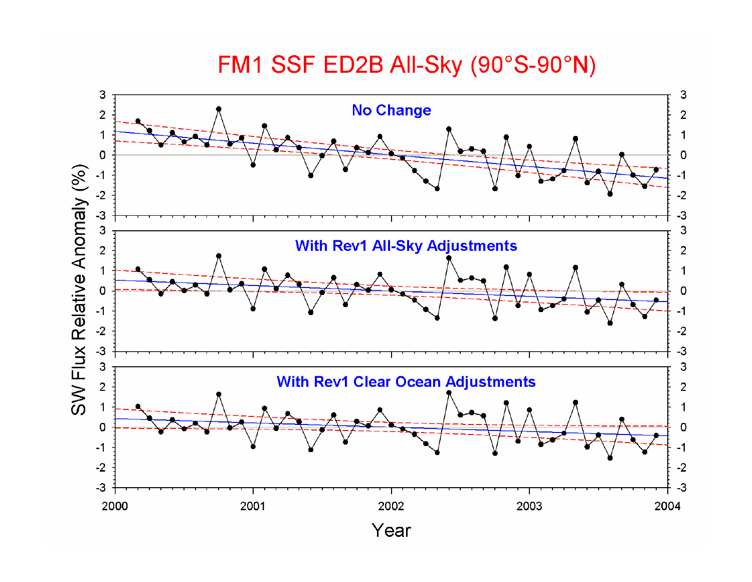# FM1 SSF ED2B All-Sky (90°S-90°N)

No Change

With Rev1 All-Sky Adjustments

With Rev1 Clear Ocean Adjustments

SW Flux Relative Anomaly (%)

Year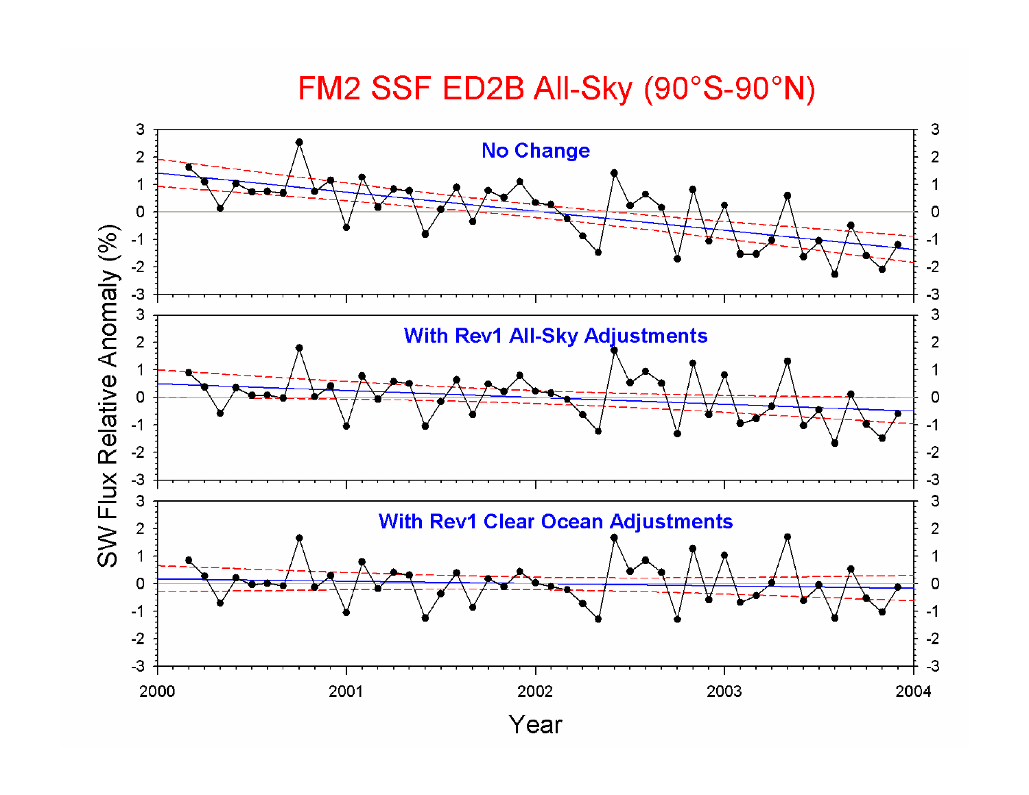# FM2 SSF ED2B All-Sky (90°S-90°N)

No Change

With Rev1 All-Sky Adjustments

With Rev1 Clear Ocean Adjustments

SW Flux Relative Anomaly (%)

Year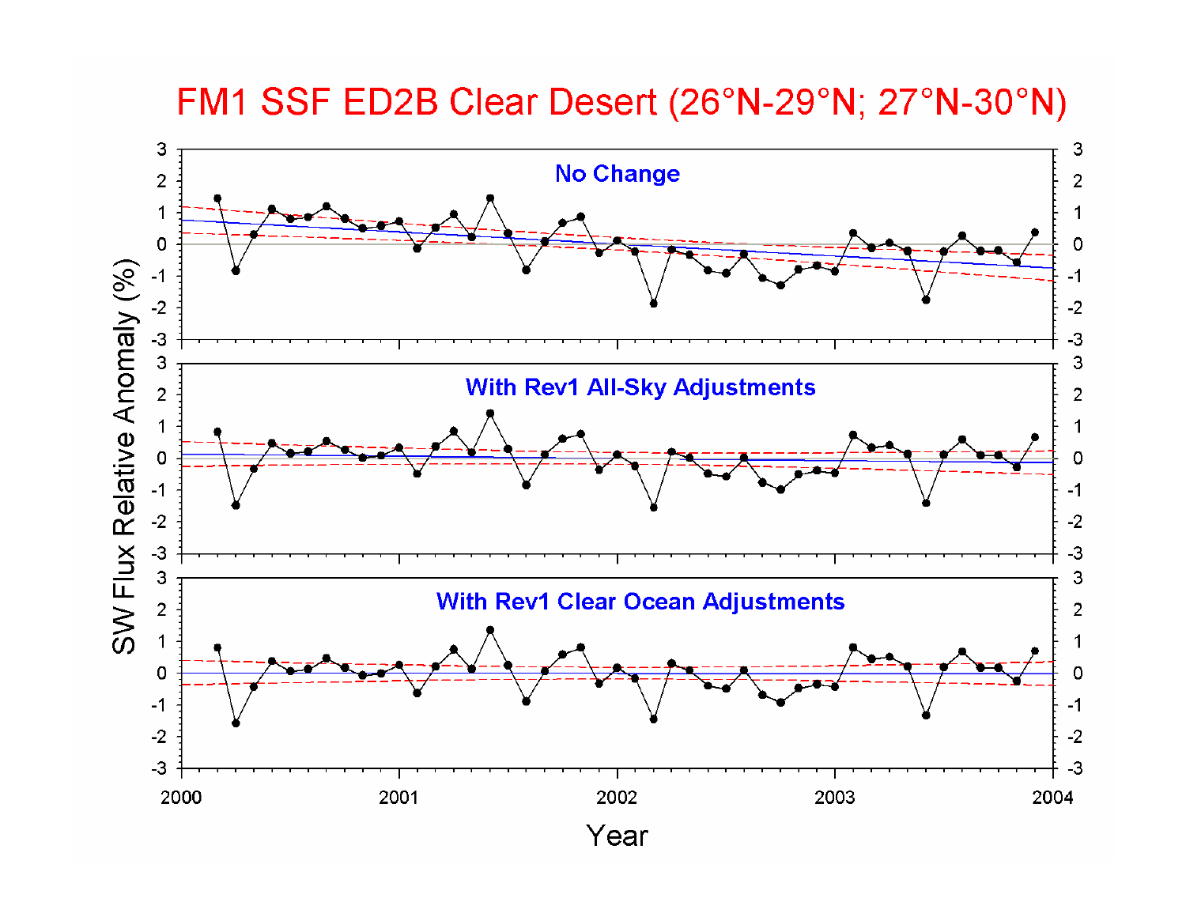# FM1 SSF ED2B Clear Desert (26°N-29°N; 27°N-30°N)

**No Change**

**With Rev1 All-Sky Adjustments**

**With Rev1 Clear Ocean Adjustments**

SW Flux Relative Anomaly (%)

Year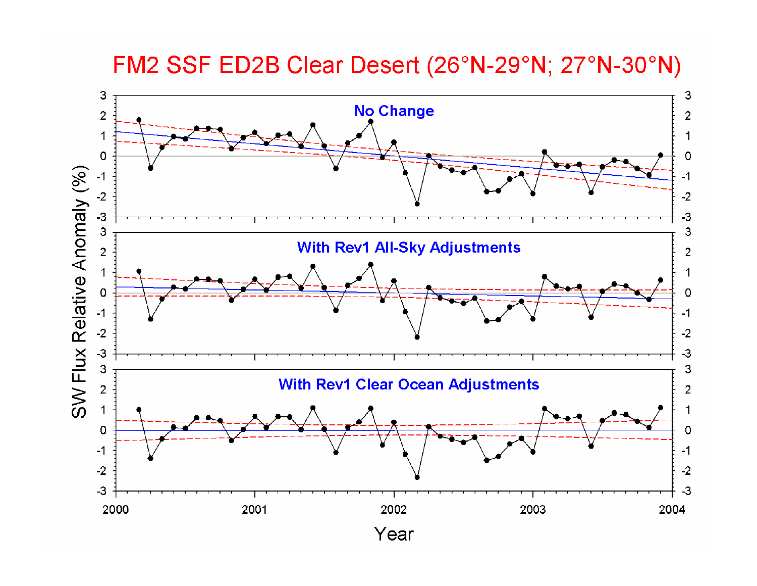# FM2 SSF ED2B Clear Desert (26°N-29°N; 27°N-30°N)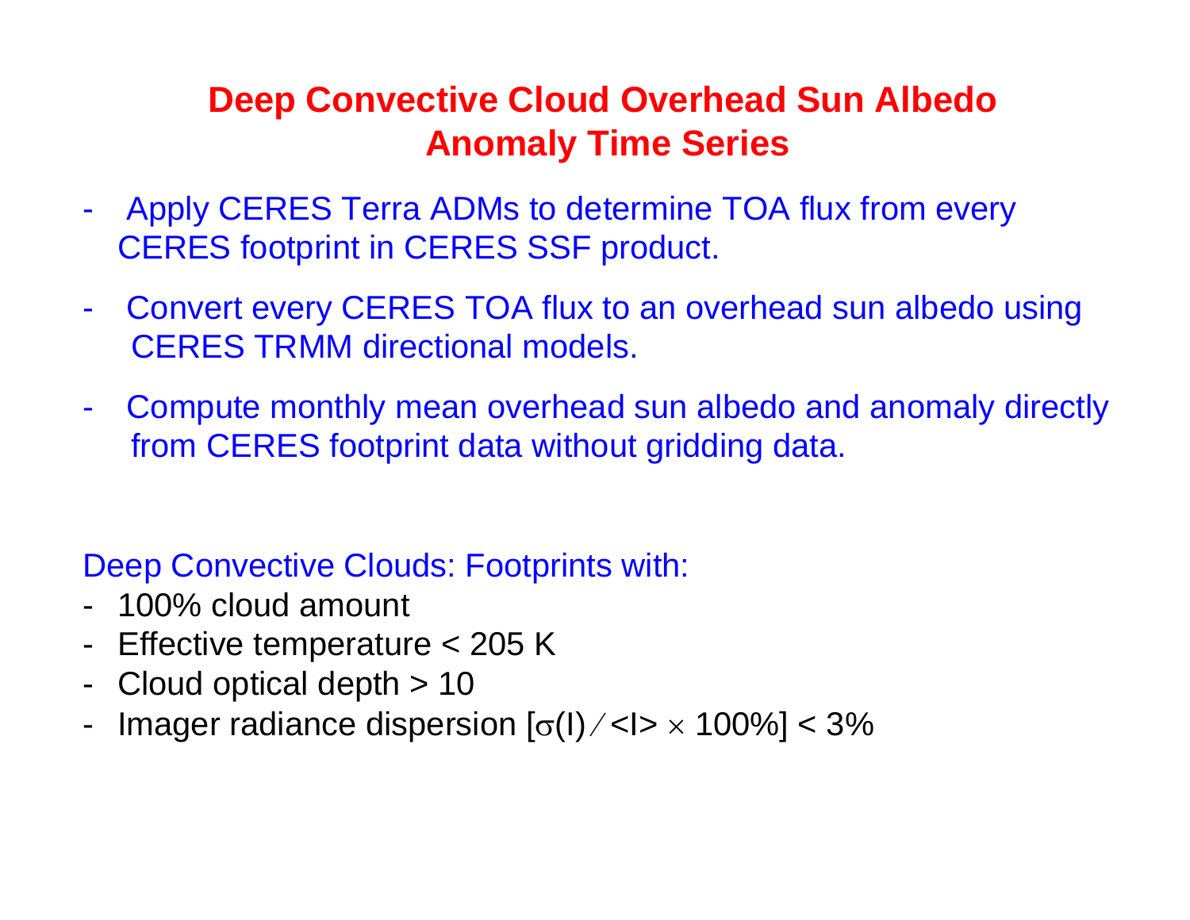# Deep Convective Cloud Overhead Sun Albedo Anomaly Time Series

- Apply CERES Terra ADMs to determine TOA flux from every CERES footprint in CERES SSF product.
- Convert every CERES TOA flux to an overhead sun albedo using CERES TRMM directional models.
- Compute monthly mean overhead sun albedo and anomaly directly from CERES footprint data without gridding data.

Deep Convective Clouds: Footprints with:

- 100% cloud amount
- Effective temperature < 205 K
- Cloud optical depth > 10
- Imager radiance dispersion $[\sigma(I) / \langle I \rangle \times 100\%] < 3\%$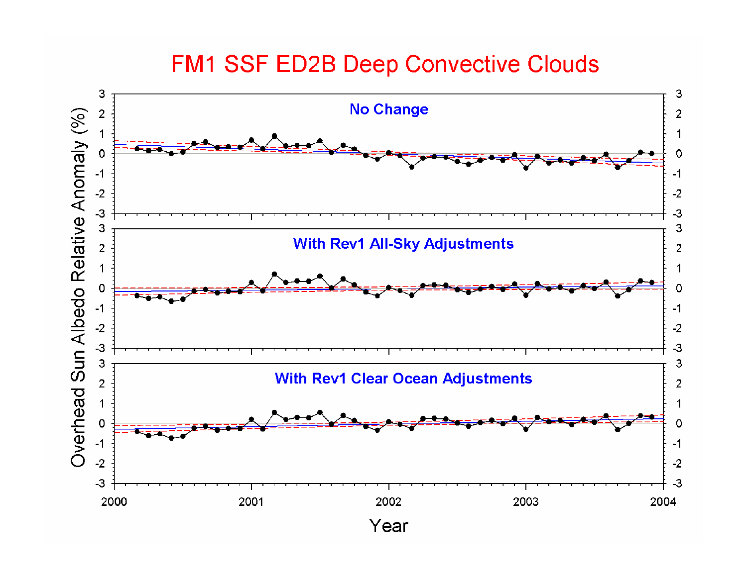# FM1 SSF ED2B Deep Convective Clouds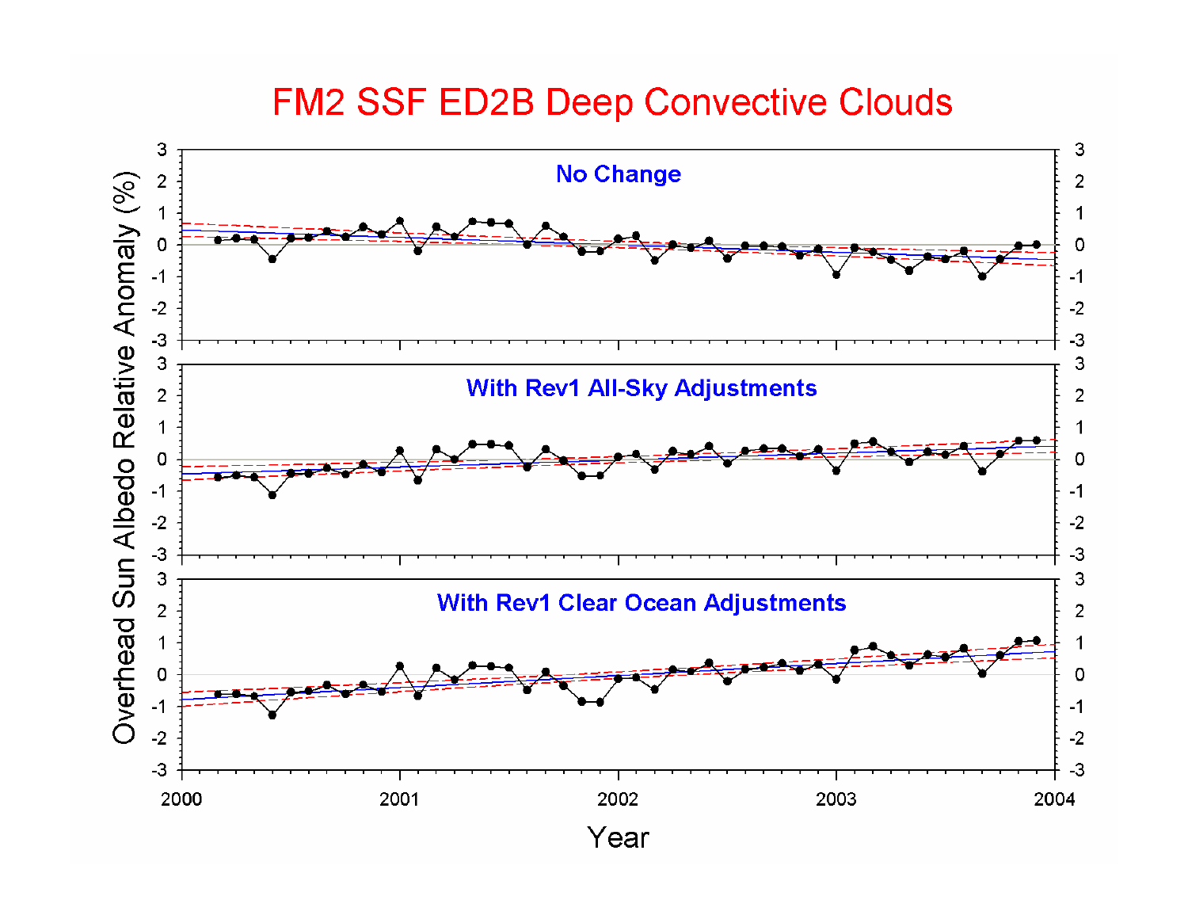# FM2 SSF ED2B Deep Convective Clouds

**No Change**

**With Rev1 All-Sky Adjustments**

**With Rev1 Clear Ocean Adjustments**

Overhead Sun Albedo Relative Anomaly (%)

Year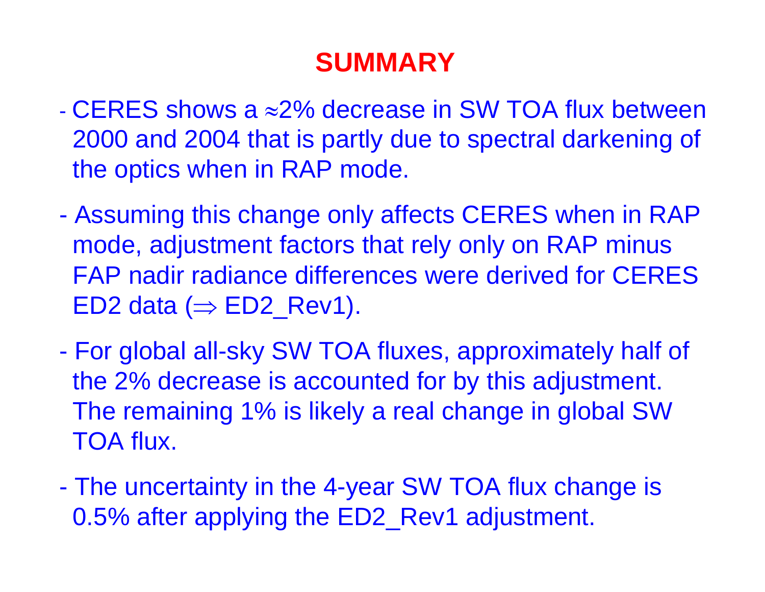# SUMMARY

- CERES shows a $\approx$2% decrease in SW TOA flux between 2000 and 2004 that is partly due to spectral darkening of the optics when in RAP mode.

- Assuming this change only affects CERES when in RAP mode, adjustment factors that rely only on RAP minus FAP nadir radiance differences were derived for CERES ED2 data ($\Rightarrow$ ED2_Rev1).

- For global all-sky SW TOA fluxes, approximately half of the 2% decrease is accounted for by this adjustment. The remaining 1% is likely a real change in global SW TOA flux.

- The uncertainty in the 4-year SW TOA flux change is 0.5% after applying the ED2_Rev1 adjustment.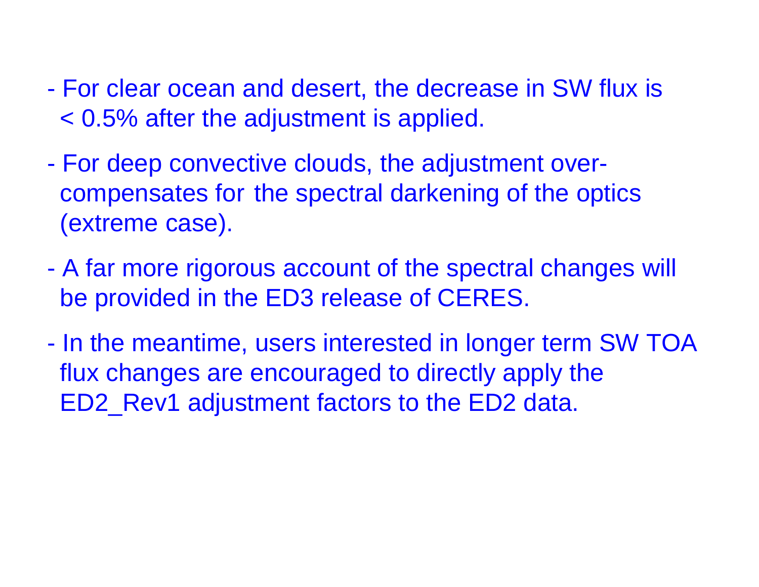- For clear ocean and desert, the decrease in SW flux is < 0.5% after the adjustment is applied.
- For deep convective clouds, the adjustment over-compensates for the spectral darkening of the optics (extreme case).
- A far more rigorous account of the spectral changes will be provided in the ED3 release of CERES.
- In the meantime, users interested in longer term SW TOA flux changes are encouraged to directly apply the ED2_Rev1 adjustment factors to the ED2 data.